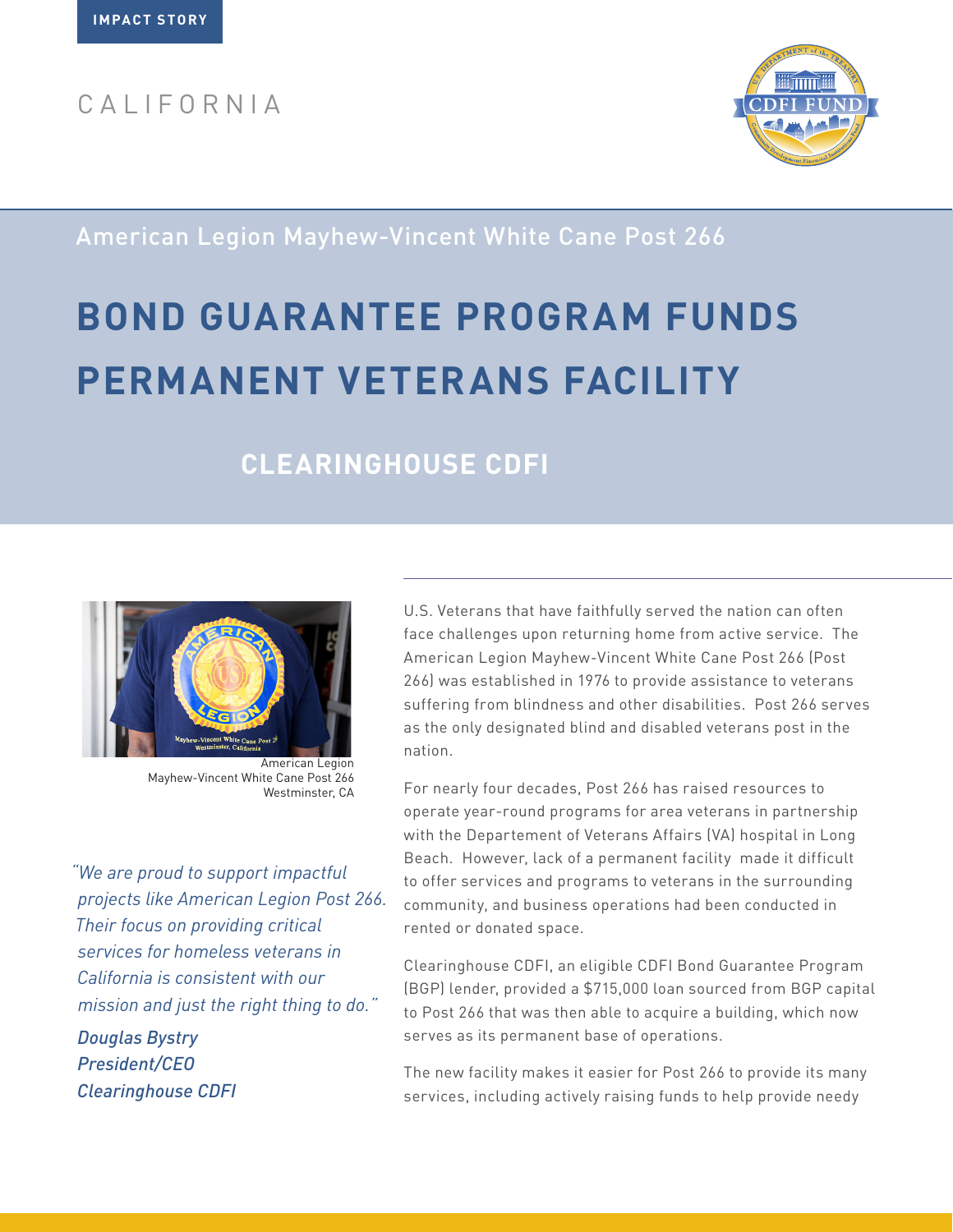IMPACT STORY

CALIFORNIA

American Legion Mayhew-Vincent White Cane Post 266

# BOND GUARANTEE PROGRAM FUNDS PERMANENT VETERANS FACILITY

## CLEARINGHOUSE CDFI

American Legion
Mayhew-Vincent White Cane Post 266
Westminster, CA

*"We are proud to support impactful projects like American Legion Post 266. Their focus on providing critical services for homeless veterans in California is consistent with our mission and just the right thing to do."*

*Douglas Bystry*
*President/CEO*
*Clearinghouse CDFI*

U.S. Veterans that have faithfully served the nation can often face challenges upon returning home from active service. The American Legion Mayhew-Vincent White Cane Post 266 (Post 266) was established in 1976 to provide assistance to veterans suffering from blindness and other disabilities. Post 266 serves as the only designated blind and disabled veterans post in the nation.

For nearly four decades, Post 266 has raised resources to operate year-round programs for area veterans in partnership with the Departement of Veterans Affairs (VA) hospital in Long Beach. However, lack of a permanent facility made it difficult to offer services and programs to veterans in the surrounding community, and business operations had been conducted in rented or donated space.

Clearinghouse CDFI, an eligible CDFI Bond Guarantee Program (BGP) lender, provided a $715,000 loan sourced from BGP capital to Post 266 that was then able to acquire a building, which now serves as its permanent base of operations.

The new facility makes it easier for Post 266 to provide its many services, including actively raising funds to help provide needy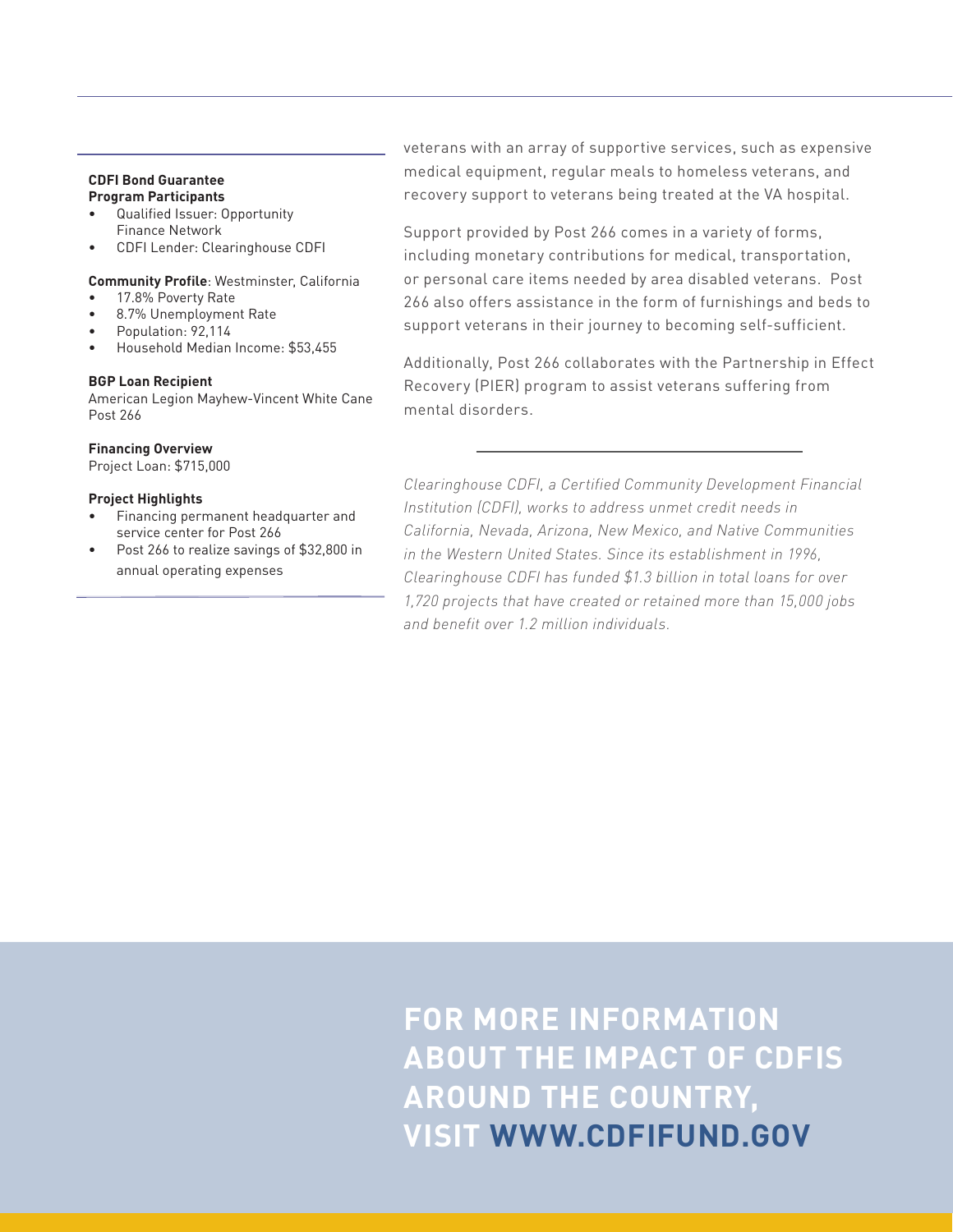**CDFI Bond Guarantee Program Participants**

- Qualified Issuer: Opportunity Finance Network
- CDFI Lender: Clearinghouse CDFI

**Community Profile**: Westminster, California

- 17.8% Poverty Rate
- 8.7% Unemployment Rate
- Population: 92,114
- Household Median Income: $53,455

**BGP Loan Recipient**

American Legion Mayhew-Vincent White Cane Post 266

**Financing Overview**

Project Loan: $715,000

**Project Highlights**

- Financing permanent headquarter and service center for Post 266
- Post 266 to realize savings of $32,800 in annual operating expenses

veterans with an array of supportive services, such as expensive medical equipment, regular meals to homeless veterans, and recovery support to veterans being treated at the VA hospital.

Support provided by Post 266 comes in a variety of forms, including monetary contributions for medical, transportation, or personal care items needed by area disabled veterans. Post 266 also offers assistance in the form of furnishings and beds to support veterans in their journey to becoming self-sufficient.

Additionally, Post 266 collaborates with the Partnership in Effect Recovery (PIER) program to assist veterans suffering from mental disorders.

---

*Clearinghouse CDFI, a Certified Community Development Financial Institution (CDFI), works to address unmet credit needs in California, Nevada, Arizona, New Mexico, and Native Communities in the Western United States. Since its establishment in 1996, Clearinghouse CDFI has funded $1.3 billion in total loans for over 1,720 projects that have created or retained more than 15,000 jobs and benefit over 1.2 million individuals.*

**FOR MORE INFORMATION ABOUT THE IMPACT OF CDFIS AROUND THE COUNTRY, VISIT WWW.CDFIFUND.GOV**